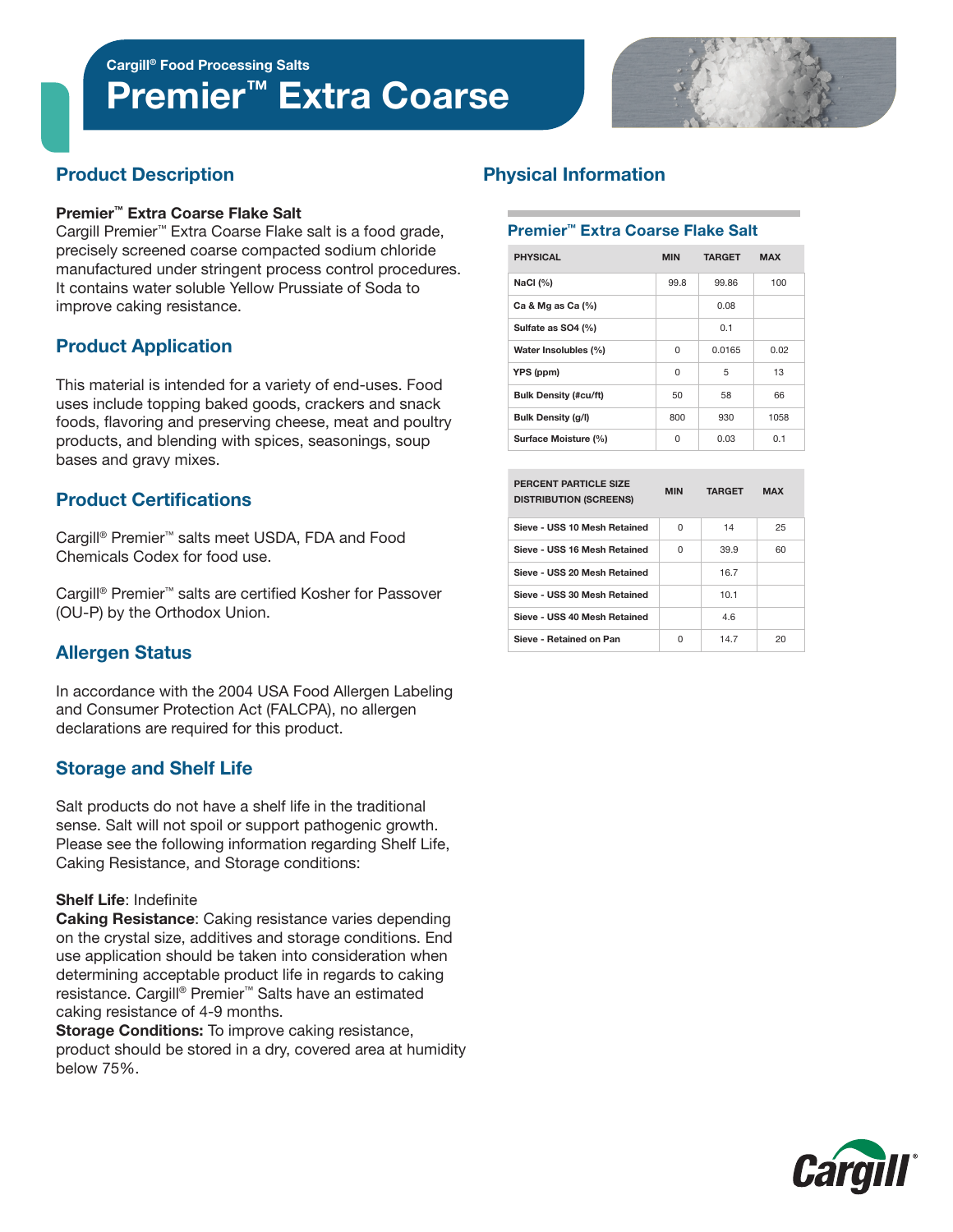Cargill® Food Processing Salts

# Premier™ Extra Coarse

## Product Description

**Premier™ Extra Coarse Flake Salt**

Cargill Premier™ Extra Coarse Flake salt is a food grade, precisely screened coarse compacted sodium chloride manufactured under stringent process control procedures. It contains water soluble Yellow Prussiate of Soda to improve caking resistance.

## Product Application

This material is intended for a variety of end-uses. Food uses include topping baked goods, crackers and snack foods, flavoring and preserving cheese, meat and poultry products, and blending with spices, seasonings, soup bases and gravy mixes.

## Product Certifications

Cargill® Premier™ salts meet USDA, FDA and Food Chemicals Codex for food use.

Cargill® Premier™ salts are certified Kosher for Passover (OU-P) by the Orthodox Union.

## Allergen Status

In accordance with the 2004 USA Food Allergen Labeling and Consumer Protection Act (FALCPA), no allergen declarations are required for this product.

## Storage and Shelf Life

Salt products do not have a shelf life in the traditional sense. Salt will not spoil or support pathogenic growth. Please see the following information regarding Shelf Life, Caking Resistance, and Storage conditions:

**Shelf Life**: Indefinite
**Caking Resistance**: Caking resistance varies depending on the crystal size, additives and storage conditions. End use application should be taken into consideration when determining acceptable product life in regards to caking resistance. Cargill® Premier™ Salts have an estimated caking resistance of 4-9 months.
**Storage Conditions:** To improve caking resistance, product should be stored in a dry, covered area at humidity below 75%.

## Physical Information

### Premier™ Extra Coarse Flake Salt

| PHYSICAL | MIN | TARGET | MAX |
|---|---|---|---|
| NaCl (%) | 99.8 | 99.86 | 100 |
| Ca & Mg as Ca (%) | | 0.08 | |
| Sulfate as SO4 (%) | | 0.1 | |
| Water Insolubles (%) | 0 | 0.0165 | 0.02 |
| YPS (ppm) | 0 | 5 | 13 |
| Bulk Density (#cu/ft) | 50 | 58 | 66 |
| Bulk Density (g/l) | 800 | 930 | 1058 |
| Surface Moisture (%) | 0 | 0.03 | 0.1 |

| PERCENT PARTICLE SIZE DISTRIBUTION (SCREENS) | MIN | TARGET | MAX |
|---|---|---|---|
| Sieve - USS 10 Mesh Retained | 0 | 14 | 25 |
| Sieve - USS 16 Mesh Retained | 0 | 39.9 | 60 |
| Sieve - USS 20 Mesh Retained | | 16.7 | |
| Sieve - USS 30 Mesh Retained | | 10.1 | |
| Sieve - USS 40 Mesh Retained | | 4.6 | |
| Sieve - Retained on Pan | 0 | 14.7 | 20 |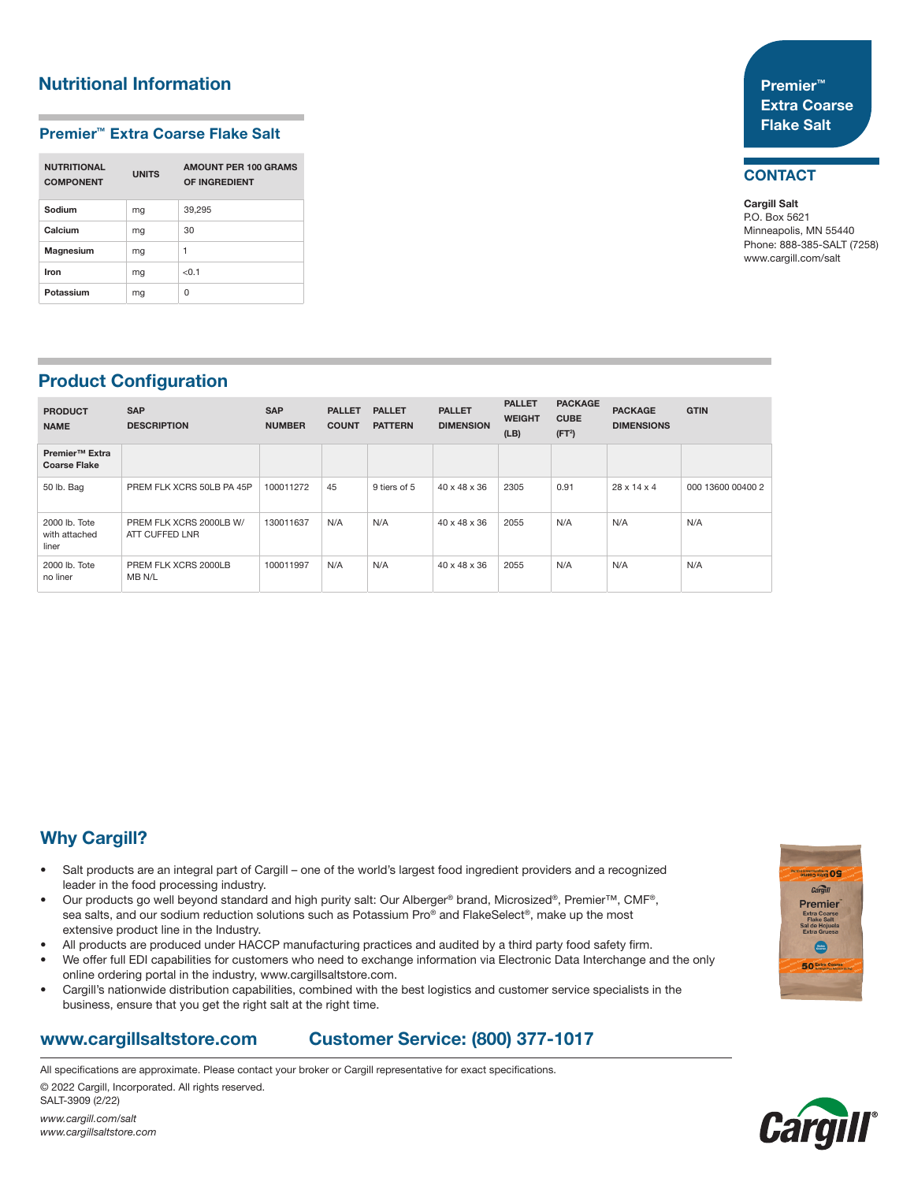## Nutritional Information

### Premier™ Extra Coarse Flake Salt

| NUTRITIONAL COMPONENT | UNITS | AMOUNT PER 100 GRAMS OF INGREDIENT |
|---|---|---|
| **Sodium** | mg | 39,295 |
| **Calcium** | mg | 30 |
| **Magnesium** | mg | 1 |
| **Iron** | mg | <0.1 |
| **Potassium** | mg | 0 |

**Premier™ Extra Coarse Flake Salt**

## CONTACT

**Cargill Salt**
P.O. Box 5621
Minneapolis, MN 55440
Phone: 888-385-SALT (7258)
www.cargill.com/salt

## Product Configuration

| PRODUCT NAME | SAP DESCRIPTION | SAP NUMBER | PALLET COUNT | PALLET PATTERN | PALLET DIMENSION | PALLET WEIGHT (LB) | PACKAGE CUBE (FT³) | PACKAGE DIMENSIONS | GTIN |
|---|---|---|---|---|---|---|---|---|---|
| **Premier™ Extra Coarse Flake** | | | | | | | | | |
| 50 lb. Bag | PREM FLK XCRS 50LB PA 45P | 100011272 | 45 | 9 tiers of 5 | 40 x 48 x 36 | 2305 | 0.91 | 28 x 14 x 4 | 000 13600 00400 2 |
| 2000 lb. Tote with attached liner | PREM FLK XCRS 2000LB W/ ATT CUFFED LNR | 130011637 | N/A | N/A | 40 x 48 x 36 | 2055 | N/A | N/A | N/A |
| 2000 lb. Tote no liner | PREM FLK XCRS 2000LB MB N/L | 100011997 | N/A | N/A | 40 x 48 x 36 | 2055 | N/A | N/A | N/A |

## Why Cargill?

- Salt products are an integral part of Cargill – one of the world's largest food ingredient providers and a recognized leader in the food processing industry.
- Our products go well beyond standard and high purity salt: Our Alberger® brand, Microsized®, Premier™, CMF®, sea salts, and our sodium reduction solutions such as Potassium Pro® and FlakeSelect®, make up the most extensive product line in the Industry.
- All products are produced under HACCP manufacturing practices and audited by a third party food safety firm.
- We offer full EDI capabilities for customers who need to exchange information via Electronic Data Interchange and the only online ordering portal in the industry, www.cargillsaltstore.com.
- Cargill's nationwide distribution capabilities, combined with the best logistics and customer service specialists in the business, ensure that you get the right salt at the right time.

**www.cargillsaltstore.com** **Customer Service: (800) 377-1017**

All specifications are approximate. Please contact your broker or Cargill representative for exact specifications.

© 2022 Cargill, Incorporated. All rights reserved.
SALT-3909 (2/22)

*www.cargill.com/salt*
*www.cargillsaltstore.com*